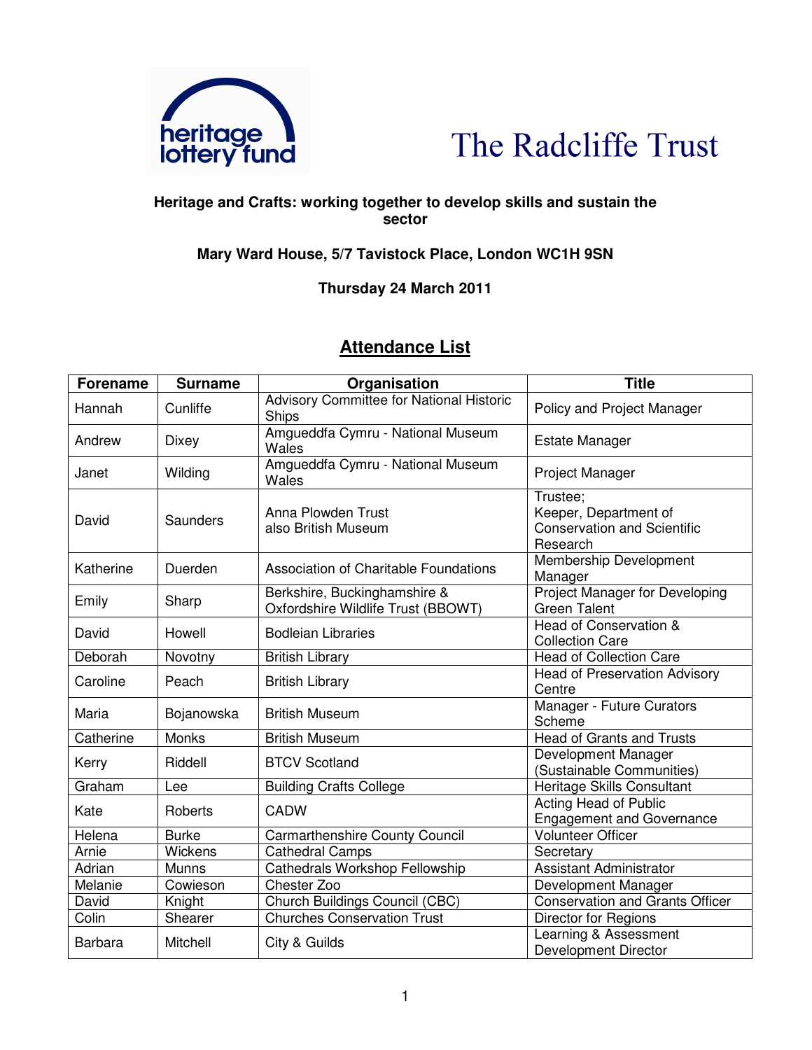heritage lottery fund

The Radcliffe Trust

**Heritage and Crafts: working together to develop skills and sustain the sector**

**Mary Ward House, 5/7 Tavistock Place, London WC1H 9SN**

**Thursday 24 March 2011**

## Attendance List

| Forename | Surname | Organisation | Title |
|---|---|---|---|
| Hannah | Cunliffe | Advisory Committee for National Historic Ships | Policy and Project Manager |
| Andrew | Dixey | Amgueddfa Cymru - National Museum Wales | Estate Manager |
| Janet | Wilding | Amgueddfa Cymru - National Museum Wales | Project Manager |
| David | Saunders | Anna Plowden Trust also British Museum | Trustee; Keeper, Department of Conservation and Scientific Research |
| Katherine | Duerden | Association of Charitable Foundations | Membership Development Manager |
| Emily | Sharp | Berkshire, Buckinghamshire & Oxfordshire Wildlife Trust (BBOWT) | Project Manager for Developing Green Talent |
| David | Howell | Bodleian Libraries | Head of Conservation & Collection Care |
| Deborah | Novotny | British Library | Head of Collection Care |
| Caroline | Peach | British Library | Head of Preservation Advisory Centre |
| Maria | Bojanowska | British Museum | Manager - Future Curators Scheme |
| Catherine | Monks | British Museum | Head of Grants and Trusts |
| Kerry | Riddell | BTCV Scotland | Development Manager (Sustainable Communities) |
| Graham | Lee | Building Crafts College | Heritage Skills Consultant |
| Kate | Roberts | CADW | Acting Head of Public Engagement and Governance |
| Helena | Burke | Carmarthenshire County Council | Volunteer Officer |
| Arnie | Wickens | Cathedral Camps | Secretary |
| Adrian | Munns | Cathedrals Workshop Fellowship | Assistant Administrator |
| Melanie | Cowieson | Chester Zoo | Development Manager |
| David | Knight | Church Buildings Council (CBC) | Conservation and Grants Officer |
| Colin | Shearer | Churches Conservation Trust | Director for Regions |
| Barbara | Mitchell | City & Guilds | Learning & Assessment Development Director |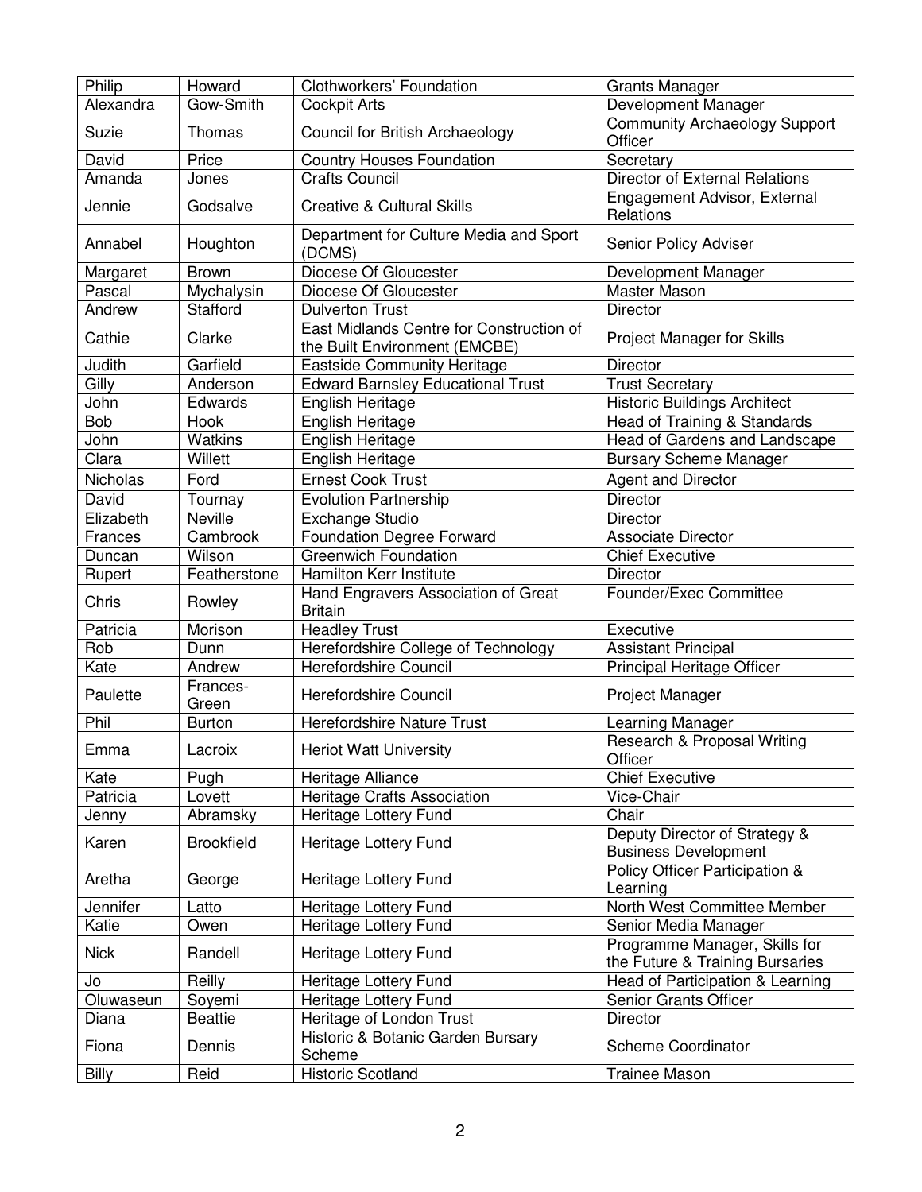| Philip | Howard | Clothworkers' Foundation | Grants Manager |
|---|---|---|---|
| Alexandra | Gow-Smith | Cockpit Arts | Development Manager |
| Suzie | Thomas | Council for British Archaeology | Community Archaeology Support Officer |
| David | Price | Country Houses Foundation | Secretary |
| Amanda | Jones | Crafts Council | Director of External Relations |
| Jennie | Godsalve | Creative & Cultural Skills | Engagement Advisor, External Relations |
| Annabel | Houghton | Department for Culture Media and Sport (DCMS) | Senior Policy Adviser |
| Margaret | Brown | Diocese Of Gloucester | Development Manager |
| Pascal | Mychalysin | Diocese Of Gloucester | Master Mason |
| Andrew | Stafford | Dulverton Trust | Director |
| Cathie | Clarke | East Midlands Centre for Construction of the Built Environment (EMCBE) | Project Manager for Skills |
| Judith | Garfield | Eastside Community Heritage | Director |
| Gilly | Anderson | Edward Barnsley Educational Trust | Trust Secretary |
| John | Edwards | English Heritage | Historic Buildings Architect |
| Bob | Hook | English Heritage | Head of Training & Standards |
| John | Watkins | English Heritage | Head of Gardens and Landscape |
| Clara | Willett | English Heritage | Bursary Scheme Manager |
| Nicholas | Ford | Ernest Cook Trust | Agent and Director |
| David | Tournay | Evolution Partnership | Director |
| Elizabeth | Neville | Exchange Studio | Director |
| Frances | Cambrook | Foundation Degree Forward | Associate Director |
| Duncan | Wilson | Greenwich Foundation | Chief Executive |
| Rupert | Featherstone | Hamilton Kerr Institute | Director |
| Chris | Rowley | Hand Engravers Association of Great Britain | Founder/Exec Committee |
| Patricia | Morison | Headley Trust | Executive |
| Rob | Dunn | Herefordshire College of Technology | Assistant Principal |
| Kate | Andrew | Herefordshire Council | Principal Heritage Officer |
| Paulette | Frances-Green | Herefordshire Council | Project Manager |
| Phil | Burton | Herefordshire Nature Trust | Learning Manager |
| Emma | Lacroix | Heriot Watt University | Research & Proposal Writing Officer |
| Kate | Pugh | Heritage Alliance | Chief Executive |
| Patricia | Lovett | Heritage Crafts Association | Vice-Chair |
| Jenny | Abramsky | Heritage Lottery Fund | Chair |
| Karen | Brookfield | Heritage Lottery Fund | Deputy Director of Strategy & Business Development |
| Aretha | George | Heritage Lottery Fund | Policy Officer Participation & Learning |
| Jennifer | Latto | Heritage Lottery Fund | North West Committee Member |
| Katie | Owen | Heritage Lottery Fund | Senior Media Manager |
| Nick | Randell | Heritage Lottery Fund | Programme Manager, Skills for the Future & Training Bursaries |
| Jo | Reilly | Heritage Lottery Fund | Head of Participation & Learning |
| Oluwaseun | Soyemi | Heritage Lottery Fund | Senior Grants Officer |
| Diana | Beattie | Heritage of London Trust | Director |
| Fiona | Dennis | Historic & Botanic Garden Bursary Scheme | Scheme Coordinator |
| Billy | Reid | Historic Scotland | Trainee Mason |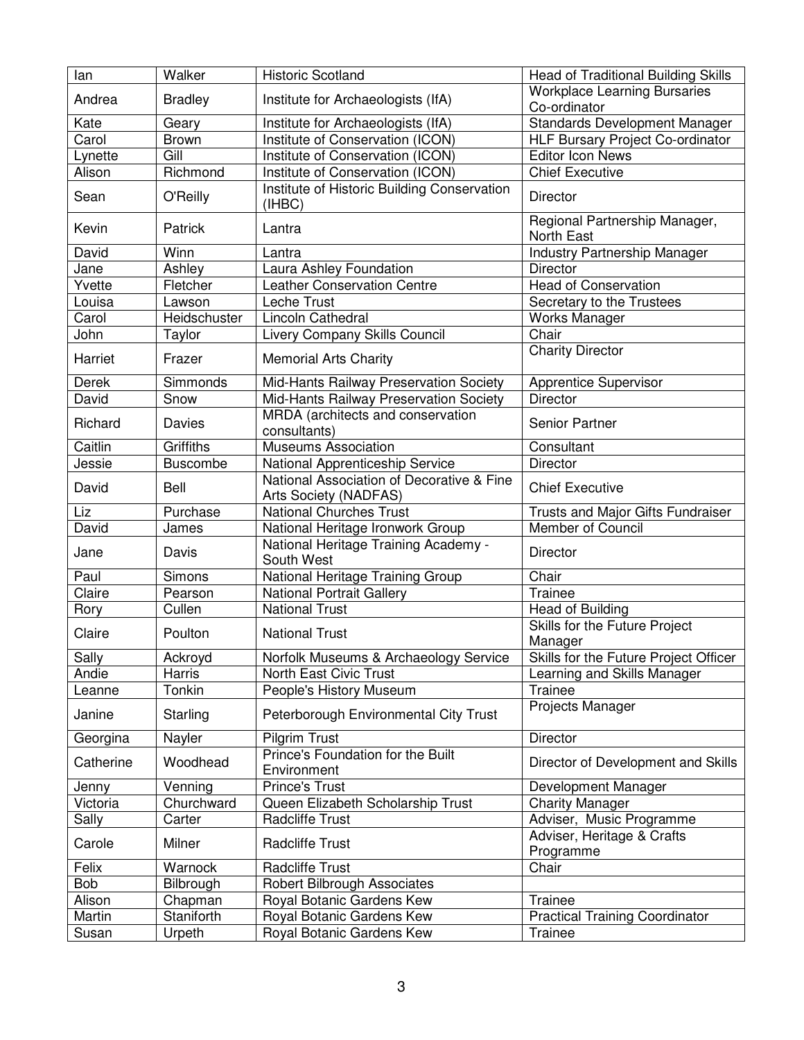| Ian | Walker | Historic Scotland | Head of Traditional Building Skills |
|---|---|---|---|
| Andrea | Bradley | Institute for Archaeologists (IfA) | Workplace Learning Bursaries Co-ordinator |
| Kate | Geary | Institute for Archaeologists (IfA) | Standards Development Manager |
| Carol | Brown | Institute of Conservation (ICON) | HLF Bursary Project Co-ordinator |
| Lynette | Gill | Institute of Conservation (ICON) | Editor Icon News |
| Alison | Richmond | Institute of Conservation (ICON) | Chief Executive |
| Sean | O'Reilly | Institute of Historic Building Conservation (IHBC) | Director |
| Kevin | Patrick | Lantra | Regional Partnership Manager, North East |
| David | Winn | Lantra | Industry Partnership Manager |
| Jane | Ashley | Laura Ashley Foundation | Director |
| Yvette | Fletcher | Leather Conservation Centre | Head of Conservation |
| Louisa | Lawson | Leche Trust | Secretary to the Trustees |
| Carol | Heidschuster | Lincoln Cathedral | Works Manager |
| John | Taylor | Livery Company Skills Council | Chair |
| Harriet | Frazer | Memorial Arts Charity | Charity Director |
| Derek | Simmonds | Mid-Hants Railway Preservation Society | Apprentice Supervisor |
| David | Snow | Mid-Hants Railway Preservation Society | Director |
| Richard | Davies | MRDA (architects and conservation consultants) | Senior Partner |
| Caitlin | Griffiths | Museums Association | Consultant |
| Jessie | Buscombe | National Apprenticeship Service | Director |
| David | Bell | National Association of Decorative & Fine Arts Society (NADFAS) | Chief Executive |
| Liz | Purchase | National Churches Trust | Trusts and Major Gifts Fundraiser |
| David | James | National Heritage Ironwork Group | Member of Council |
| Jane | Davis | National Heritage Training Academy - South West | Director |
| Paul | Simons | National Heritage Training Group | Chair |
| Claire | Pearson | National Portrait Gallery | Trainee |
| Rory | Cullen | National Trust | Head of Building |
| Claire | Poulton | National Trust | Skills for the Future Project Manager |
| Sally | Ackroyd | Norfolk Museums & Archaeology Service | Skills for the Future Project Officer |
| Andie | Harris | North East Civic Trust | Learning and Skills Manager |
| Leanne | Tonkin | People's History Museum | Trainee |
| Janine | Starling | Peterborough Environmental City Trust | Projects Manager |
| Georgina | Nayler | Pilgrim Trust | Director |
| Catherine | Woodhead | Prince's Foundation for the Built Environment | Director of Development and Skills |
| Jenny | Venning | Prince's Trust | Development Manager |
| Victoria | Churchward | Queen Elizabeth Scholarship Trust | Charity Manager |
| Sally | Carter | Radcliffe Trust | Adviser, Music Programme |
| Carole | Milner | Radcliffe Trust | Adviser, Heritage & Crafts Programme |
| Felix | Warnock | Radcliffe Trust | Chair |
| Bob | Bilbrough | Robert Bilbrough Associates | |
| Alison | Chapman | Royal Botanic Gardens Kew | Trainee |
| Martin | Staniforth | Royal Botanic Gardens Kew | Practical Training Coordinator |
| Susan | Urpeth | Royal Botanic Gardens Kew | Trainee |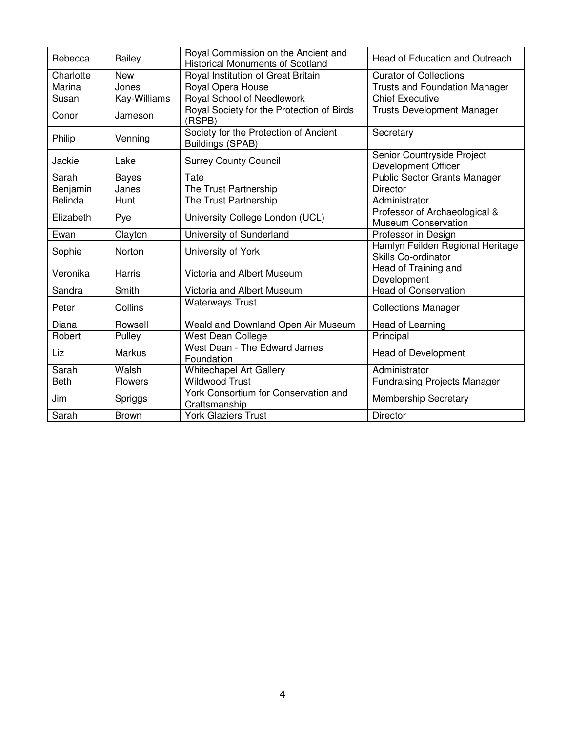| | | | |
|---|---|---|---|
| Rebecca | Bailey | Royal Commission on the Ancient and Historical Monuments of Scotland | Head of Education and Outreach |
| Charlotte | New | Royal Institution of Great Britain | Curator of Collections |
| Marina | Jones | Royal Opera House | Trusts and Foundation Manager |
| Susan | Kay-Williams | Royal School of Needlework | Chief Executive |
| Conor | Jameson | Royal Society for the Protection of Birds (RSPB) | Trusts Development Manager |
| Philip | Venning | Society for the Protection of Ancient Buildings (SPAB) | Secretary |
| Jackie | Lake | Surrey County Council | Senior Countryside Project Development Officer |
| Sarah | Bayes | Tate | Public Sector Grants Manager |
| Benjamin | Janes | The Trust Partnership | Director |
| Belinda | Hunt | The Trust Partnership | Administrator |
| Elizabeth | Pye | University College London (UCL) | Professor of Archaeological & Museum Conservation |
| Ewan | Clayton | University of Sunderland | Professor in Design |
| Sophie | Norton | University of York | Hamlyn Feilden Regional Heritage Skills Co-ordinator |
| Veronika | Harris | Victoria and Albert Museum | Head of Training and Development |
| Sandra | Smith | Victoria and Albert Museum | Head of Conservation |
| Peter | Collins | Waterways Trust | Collections Manager |
| Diana | Rowsell | Weald and Downland Open Air Museum | Head of Learning |
| Robert | Pulley | West Dean College | Principal |
| Liz | Markus | West Dean - The Edward James Foundation | Head of Development |
| Sarah | Walsh | Whitechapel Art Gallery | Administrator |
| Beth | Flowers | Wildwood Trust | Fundraising Projects Manager |
| Jim | Spriggs | York Consortium for Conservation and Craftsmanship | Membership Secretary |
| Sarah | Brown | York Glaziers Trust | Director |